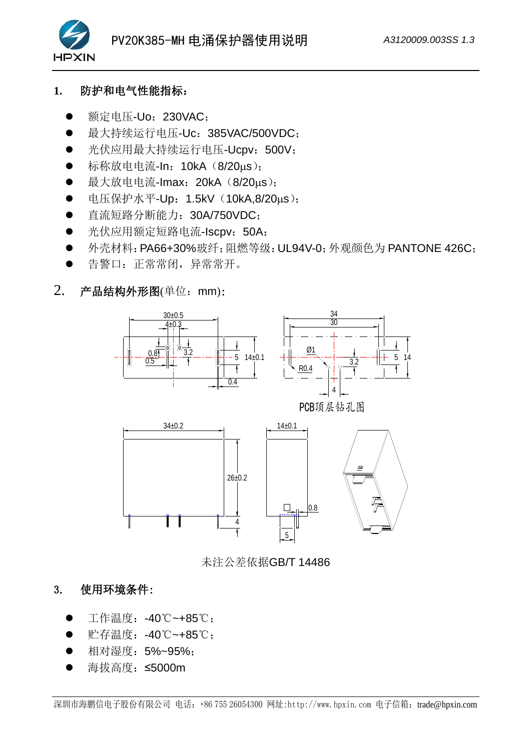# PV20K385-MH 电涌保护器使用说明

## 1. 防护和电气性能指标：

- 额定电压-Uo：230VAC；
- 最大持续运行电压-Uc：385VAC/500VDC；
- 光伏应用最大持续运行电压-Ucpv：500V；
- 标称放电电流-In：10kA（8/20μs）；
- 最大放电电流-Imax：20kA（8/20μs）；
- 电压保护水平-Up：1.5kV（10kA,8/20μs）；
- 直流短路分断能力：30A/750VDC；
- 光伏应用额定短路电流-Iscpv：50A；
- 外壳材料：PA66+30%玻纤；阻燃等级：UL94V-0；外观颜色为 PANTONE 426C；
- 告警口：正常常闭，异常常开。

## 2. 产品结构外形图(单位：mm)：

PCB顶层钻孔图

未注公差依据GB/T 14486

## 3. 使用环境条件：

- 工作温度：-40℃~+85℃；
- 贮存温度：-40℃~+85℃；
- 相对湿度：5%~95%；
- 海拔高度：≤5000m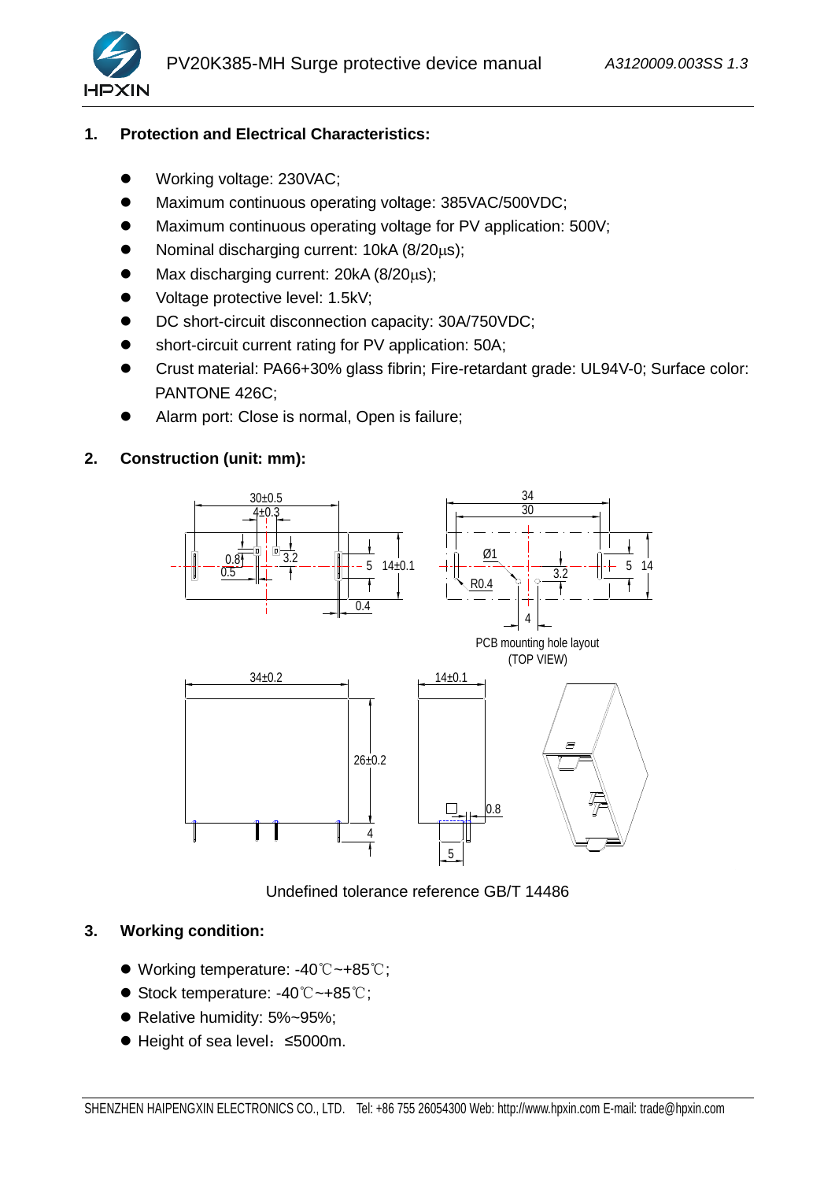## 1. Protection and Electrical Characteristics:

- Working voltage: 230VAC;
- Maximum continuous operating voltage: 385VAC/500VDC;
- Maximum continuous operating voltage for PV application: 500V;
- Nominal discharging current: 10kA (8/20μs);
- Max discharging current: 20kA (8/20μs);
- Voltage protective level: 1.5kV;
- DC short-circuit disconnection capacity: 30A/750VDC;
- short-circuit current rating for PV application: 50A;
- Crust material: PA66+30% glass fibrin; Fire-retardant grade: UL94V-0; Surface color: PANTONE 426C;
- Alarm port: Close is normal, Open is failure;

## 2. Construction (unit: mm):

30±0.5
4±0.3
0.8
0.5
3.2
5
14±0.1
0.4

34
30
Ø1
R0.4
3.2
5
14
4

PCB mounting hole layout
(TOP VIEW)

34±0.2
26±0.2
4

14±0.1
0.8
5

Undefined tolerance reference GB/T 14486

## 3. Working condition:

- Working temperature: -40℃~+85℃;
- Stock temperature: -40℃~+85℃;
- Relative humidity: 5%~95%;
- Height of sea level：≤5000m.